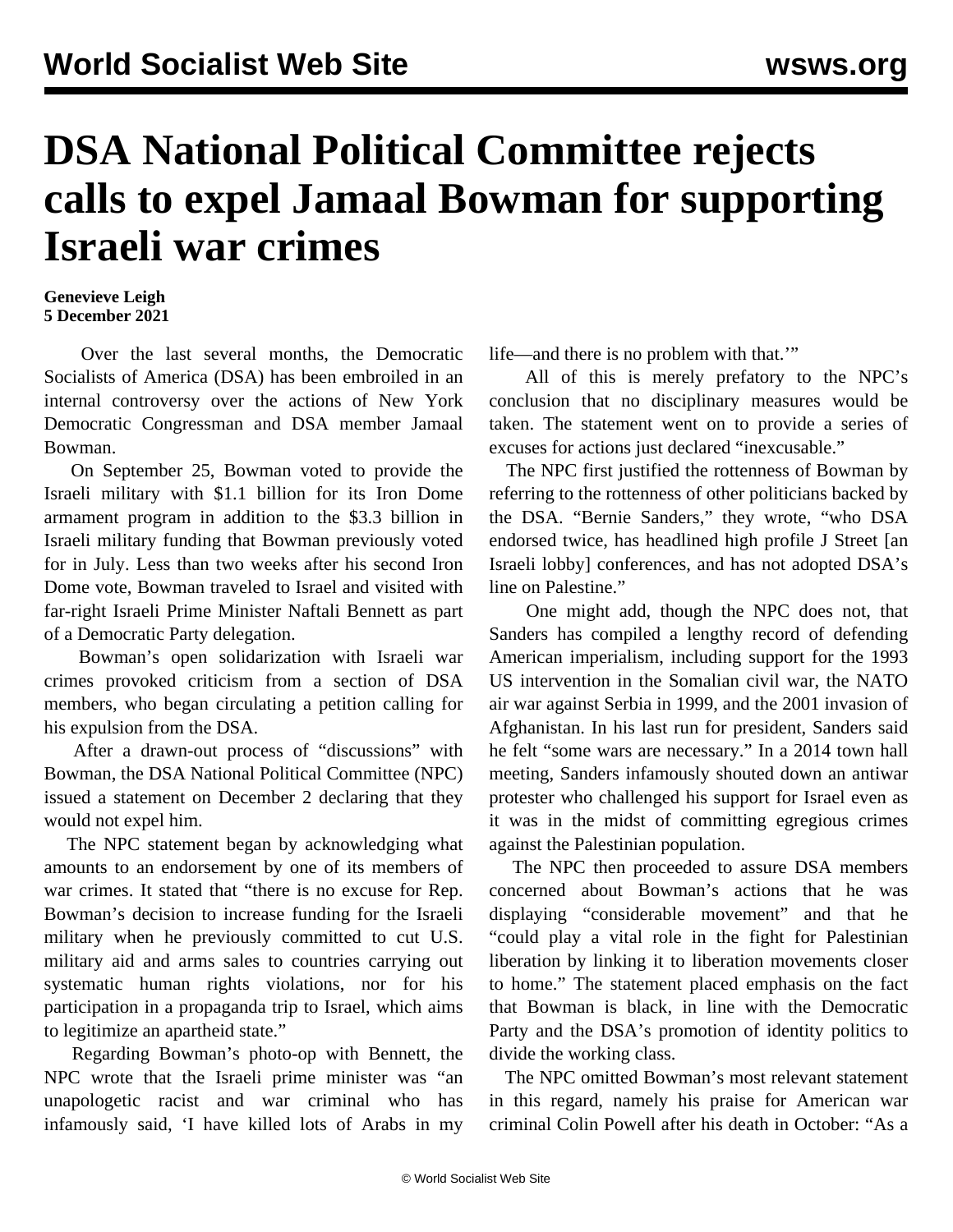# DSA National Political Committee rejects calls to expel Jamaal Bowman for supporting Israeli war crimes

**Genevieve Leigh**
**5 December 2021**

Over the last several months, the Democratic Socialists of America (DSA) has been embroiled in an internal controversy over the actions of New York Democratic Congressman and DSA member Jamaal Bowman.

On September 25, Bowman voted to provide the Israeli military with $1.1 billion for its Iron Dome armament program in addition to the $3.3 billion in Israeli military funding that Bowman previously voted for in July. Less than two weeks after his second Iron Dome vote, Bowman traveled to Israel and visited with far-right Israeli Prime Minister Naftali Bennett as part of a Democratic Party delegation.

Bowman's open solidarization with Israeli war crimes provoked criticism from a section of DSA members, who began circulating a petition calling for his expulsion from the DSA.

After a drawn-out process of "discussions" with Bowman, the DSA National Political Committee (NPC) issued a statement on December 2 declaring that they would not expel him.

The NPC statement began by acknowledging what amounts to an endorsement by one of its members of war crimes. It stated that "there is no excuse for Rep. Bowman's decision to increase funding for the Israeli military when he previously committed to cut U.S. military aid and arms sales to countries carrying out systematic human rights violations, nor for his participation in a propaganda trip to Israel, which aims to legitimize an apartheid state."

Regarding Bowman's photo-op with Bennett, the NPC wrote that the Israeli prime minister was "an unapologetic racist and war criminal who has infamously said, 'I have killed lots of Arabs in my life—and there is no problem with that.'"

All of this is merely prefatory to the NPC's conclusion that no disciplinary measures would be taken. The statement went on to provide a series of excuses for actions just declared "inexcusable."

The NPC first justified the rottenness of Bowman by referring to the rottenness of other politicians backed by the DSA. "Bernie Sanders," they wrote, "who DSA endorsed twice, has headlined high profile J Street [an Israeli lobby] conferences, and has not adopted DSA's line on Palestine."

One might add, though the NPC does not, that Sanders has compiled a lengthy record of defending American imperialism, including support for the 1993 US intervention in the Somalian civil war, the NATO air war against Serbia in 1999, and the 2001 invasion of Afghanistan. In his last run for president, Sanders said he felt "some wars are necessary." In a 2014 town hall meeting, Sanders infamously shouted down an antiwar protester who challenged his support for Israel even as it was in the midst of committing egregious crimes against the Palestinian population.

The NPC then proceeded to assure DSA members concerned about Bowman's actions that he was displaying "considerable movement" and that he "could play a vital role in the fight for Palestinian liberation by linking it to liberation movements closer to home." The statement placed emphasis on the fact that Bowman is black, in line with the Democratic Party and the DSA's promotion of identity politics to divide the working class.

The NPC omitted Bowman's most relevant statement in this regard, namely his praise for American war criminal Colin Powell after his death in October: "As a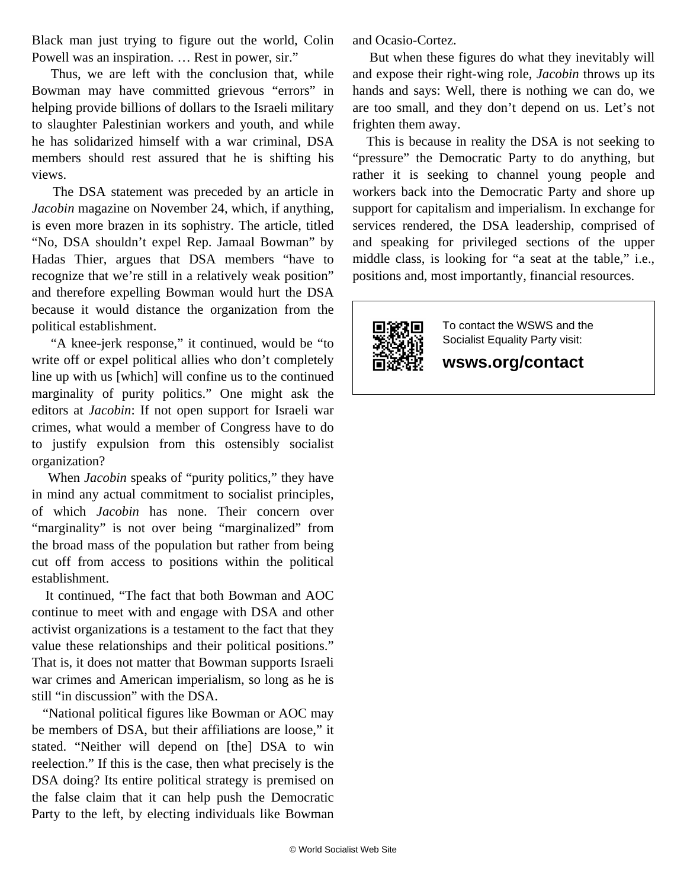Black man just trying to figure out the world, Colin Powell was an inspiration. … Rest in power, sir."

Thus, we are left with the conclusion that, while Bowman may have committed grievous "errors" in helping provide billions of dollars to the Israeli military to slaughter Palestinian workers and youth, and while he has solidarized himself with a war criminal, DSA members should rest assured that he is shifting his views.

The DSA statement was preceded by an article in *Jacobin* magazine on November 24, which, if anything, is even more brazen in its sophistry. The article, titled "No, DSA shouldn't expel Rep. Jamaal Bowman" by Hadas Thier, argues that DSA members "have to recognize that we're still in a relatively weak position" and therefore expelling Bowman would hurt the DSA because it would distance the organization from the political establishment.

"A knee-jerk response," it continued, would be "to write off or expel political allies who don't completely line up with us [which] will confine us to the continued marginality of purity politics." One might ask the editors at *Jacobin*: If not open support for Israeli war crimes, what would a member of Congress have to do to justify expulsion from this ostensibly socialist organization?

When *Jacobin* speaks of "purity politics," they have in mind any actual commitment to socialist principles, of which *Jacobin* has none. Their concern over "marginality" is not over being "marginalized" from the broad mass of the population but rather from being cut off from access to positions within the political establishment.

It continued, "The fact that both Bowman and AOC continue to meet with and engage with DSA and other activist organizations is a testament to the fact that they value these relationships and their political positions." That is, it does not matter that Bowman supports Israeli war crimes and American imperialism, so long as he is still "in discussion" with the DSA.

"National political figures like Bowman or AOC may be members of DSA, but their affiliations are loose," it stated. "Neither will depend on [the] DSA to win reelection." If this is the case, then what precisely is the DSA doing? Its entire political strategy is premised on the false claim that it can help push the Democratic Party to the left, by electing individuals like Bowman and Ocasio-Cortez.

But when these figures do what they inevitably will and expose their right-wing role, *Jacobin* throws up its hands and says: Well, there is nothing we can do, we are too small, and they don't depend on us. Let's not frighten them away.

This is because in reality the DSA is not seeking to "pressure" the Democratic Party to do anything, but rather it is seeking to channel young people and workers back into the Democratic Party and shore up support for capitalism and imperialism. In exchange for services rendered, the DSA leadership, comprised of and speaking for privileged sections of the upper middle class, is looking for "a seat at the table," i.e., positions and, most importantly, financial resources.

To contact the WSWS and the Socialist Equality Party visit:

**wsws.org/contact**